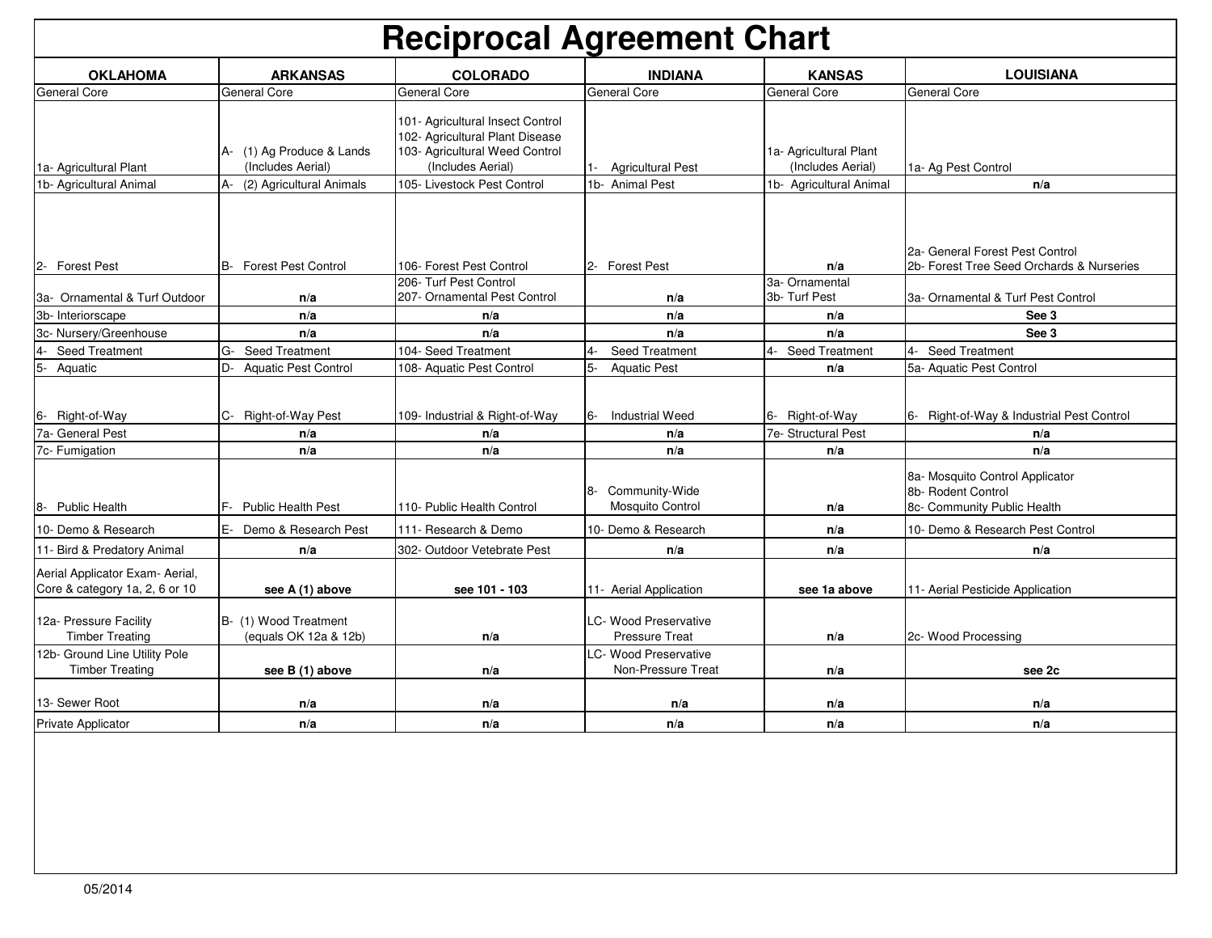# Reciprocal Agreement Chart

| OKLAHOMA | ARKANSAS | COLORADO | INDIANA | KANSAS | LOUISIANA |
|---|---|---|---|---|---|
| General Core | General Core | General Core | General Core | General Core | General Core |
| 1a- Agricultural Plant | A- (1) Ag Produce & Lands (Includes Aerial) | 101- Agricultural Insect Control<br>102- Agricultural Plant Disease<br>103- Agricultural Weed Control (Includes Aerial) | 1- Agricultural Pest | 1a- Agricultural Plant (Includes Aerial) | 1a- Ag Pest Control |
| 1b- Agricultural Animal | A- (2) Agricultural Animals | 105- Livestock Pest Control | 1b- Animal Pest | 1b- Agricultural Animal | n/a |
| 2- Forest Pest | B- Forest Pest Control | 106- Forest Pest Control | 2- Forest Pest | n/a | 2a- General Forest Pest Control<br>2b- Forest Tree Seed Orchards & Nurseries |
| 3a- Ornamental & Turf Outdoor | n/a | 206- Turf Pest Control<br>207- Ornamental Pest Control | n/a | 3a- Ornamental<br>3b- Turf Pest | 3a- Ornamental & Turf Pest Control |
| 3b- Interiorscape | n/a | n/a | n/a | n/a | See 3 |
| 3c- Nursery/Greenhouse | n/a | n/a | n/a | n/a | See 3 |
| 4- Seed Treatment | G- Seed Treatment | 104- Seed Treatment | 4- Seed Treatment | 4- Seed Treatment | 4- Seed Treatment |
| 5- Aquatic | D- Aquatic Pest Control | 108- Aquatic Pest Control | 5- Aquatic Pest | n/a | 5a- Aquatic Pest Control |
| 6- Right-of-Way | C- Right-of-Way Pest | 109- Industrial & Right-of-Way | 6- Industrial Weed | 6- Right-of-Way | 6- Right-of-Way & Industrial Pest Control |
| 7a- General Pest | n/a | n/a | n/a | 7e- Structural Pest | n/a |
| 7c- Fumigation | n/a | n/a | n/a | n/a | n/a |
| 8- Public Health | F- Public Health Pest | 110- Public Health Control | 8- Community-Wide Mosquito Control | n/a | 8a- Mosquito Control Applicator<br>8b- Rodent Control<br>8c- Community Public Health |
| 10- Demo & Research | E- Demo & Research Pest | 111- Research & Demo | 10- Demo & Research | n/a | 10- Demo & Research Pest Control |
| 11- Bird & Predatory Animal | n/a | 302- Outdoor Vetebrate Pest | n/a | n/a | n/a |
| Aerial Applicator Exam- Aerial, Core & category 1a, 2, 6 or 10 | see A (1) above | see 101 - 103 | 11- Aerial Application | see 1a above | 11- Aerial Pesticide Application |
| 12a- Pressure Facility Timber Treating | B- (1) Wood Treatment (equals OK 12a & 12b) | n/a | LC- Wood Preservative Pressure Treat | n/a | 2c- Wood Processing |
| 12b- Ground Line Utility Pole Timber Treating | see B (1) above | n/a | LC- Wood Preservative Non-Pressure Treat | n/a | see 2c |
| 13- Sewer Root | n/a | n/a | n/a | n/a | n/a |
| Private Applicator | n/a | n/a | n/a | n/a | n/a |

05/2014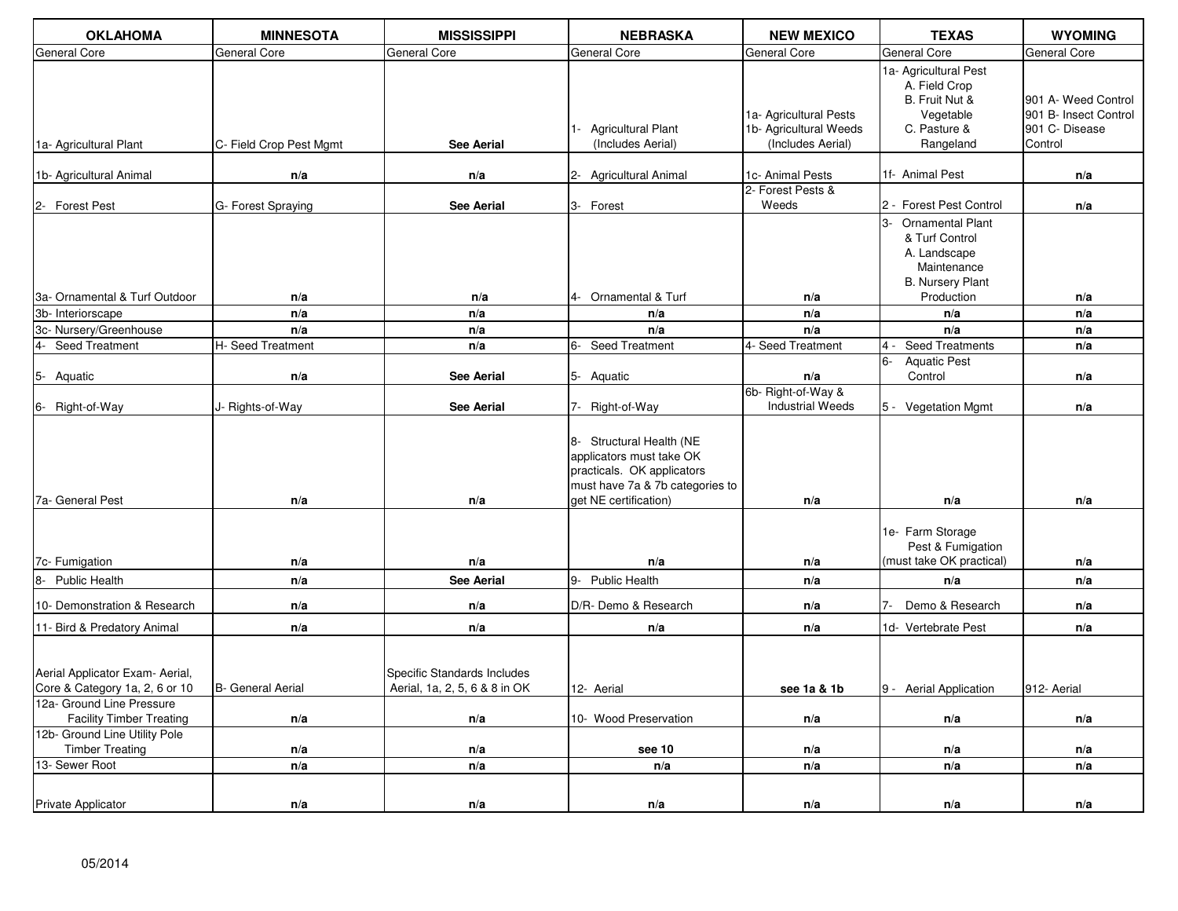| OKLAHOMA | MINNESOTA | MISSISSIPPI | NEBRASKA | NEW MEXICO | TEXAS | WYOMING |
|---|---|---|---|---|---|---|
| General Core | General Core | General Core | General Core | General Core | General Core | General Core |
| 1a- Agricultural Plant | C- Field Crop Pest Mgmt | **See Aerial** | 1- Agricultural Plant (Includes Aerial) | 1a- Agricultural Pests 1b- Agricultural Weeds (Includes Aerial) | 1a- Agricultural Pest A. Field Crop B. Fruit Nut & Vegetable C. Pasture & Rangeland | 901 A- Weed Control 901 B- Insect Control 901 C- Disease Control |
| 1b- Agricultural Animal | **n/a** | **n/a** | 2- Agricultural Animal | 1c- Animal Pests | 1f- Animal Pest | **n/a** |
| 2- Forest Pest | G- Forest Spraying | **See Aerial** | 3- Forest | 2- Forest Pests & Weeds | 2 - Forest Pest Control | **n/a** |
| 3a- Ornamental & Turf Outdoor | **n/a** | **n/a** | 4- Ornamental & Turf | **n/a** | 3- Ornamental Plant & Turf Control A. Landscape Maintenance B. Nursery Plant Production | **n/a** |
| 3b- Interiorscape | **n/a** | **n/a** | **n/a** | **n/a** | **n/a** | **n/a** |
| 3c- Nursery/Greenhouse | **n/a** | **n/a** | **n/a** | **n/a** | **n/a** | **n/a** |
| 4- Seed Treatment | H- Seed Treatment | **n/a** | 6- Seed Treatment | 4- Seed Treatment | 4 - Seed Treatments | **n/a** |
| 5- Aquatic | **n/a** | **See Aerial** | 5- Aquatic | **n/a** | 6- Aquatic Pest Control | **n/a** |
| 6- Right-of-Way | J- Rights-of-Way | **See Aerial** | 7- Right-of-Way | 6b- Right-of-Way & Industrial Weeds | 5 - Vegetation Mgmt | **n/a** |
| 7a- General Pest | **n/a** | **n/a** | 8- Structural Health (NE applicators must take OK practicals. OK applicators must have 7a & 7b categories to get NE certification) | **n/a** | **n/a** | **n/a** |
| 7c- Fumigation | **n/a** | **n/a** | **n/a** | **n/a** | 1e- Farm Storage Pest & Fumigation (must take OK practical) | **n/a** |
| 8- Public Health | **n/a** | **See Aerial** | 9- Public Health | **n/a** | **n/a** | **n/a** |
| 10- Demonstration & Research | **n/a** | **n/a** | D/R- Demo & Research | **n/a** | 7- Demo & Research | **n/a** |
| 11- Bird & Predatory Animal | **n/a** | **n/a** | **n/a** | **n/a** | 1d- Vertebrate Pest | **n/a** |
| Aerial Applicator Exam- Aerial, Core & Category 1a, 2, 6 or 10 | B- General Aerial | Specific Standards Includes Aerial, 1a, 2, 5, 6 & 8 in OK | 12- Aerial | **see 1a & 1b** | 9 - Aerial Application | 912- Aerial |
| 12a- Ground Line Pressure Facility Timber Treating | **n/a** | **n/a** | 10- Wood Preservation | **n/a** | **n/a** | **n/a** |
| 12b- Ground Line Utility Pole Timber Treating | **n/a** | **n/a** | **see 10** | **n/a** | **n/a** | **n/a** |
| 13- Sewer Root | **n/a** | **n/a** | **n/a** | **n/a** | **n/a** | **n/a** |
| Private Applicator | **n/a** | **n/a** | **n/a** | **n/a** | **n/a** | **n/a** |

05/2014